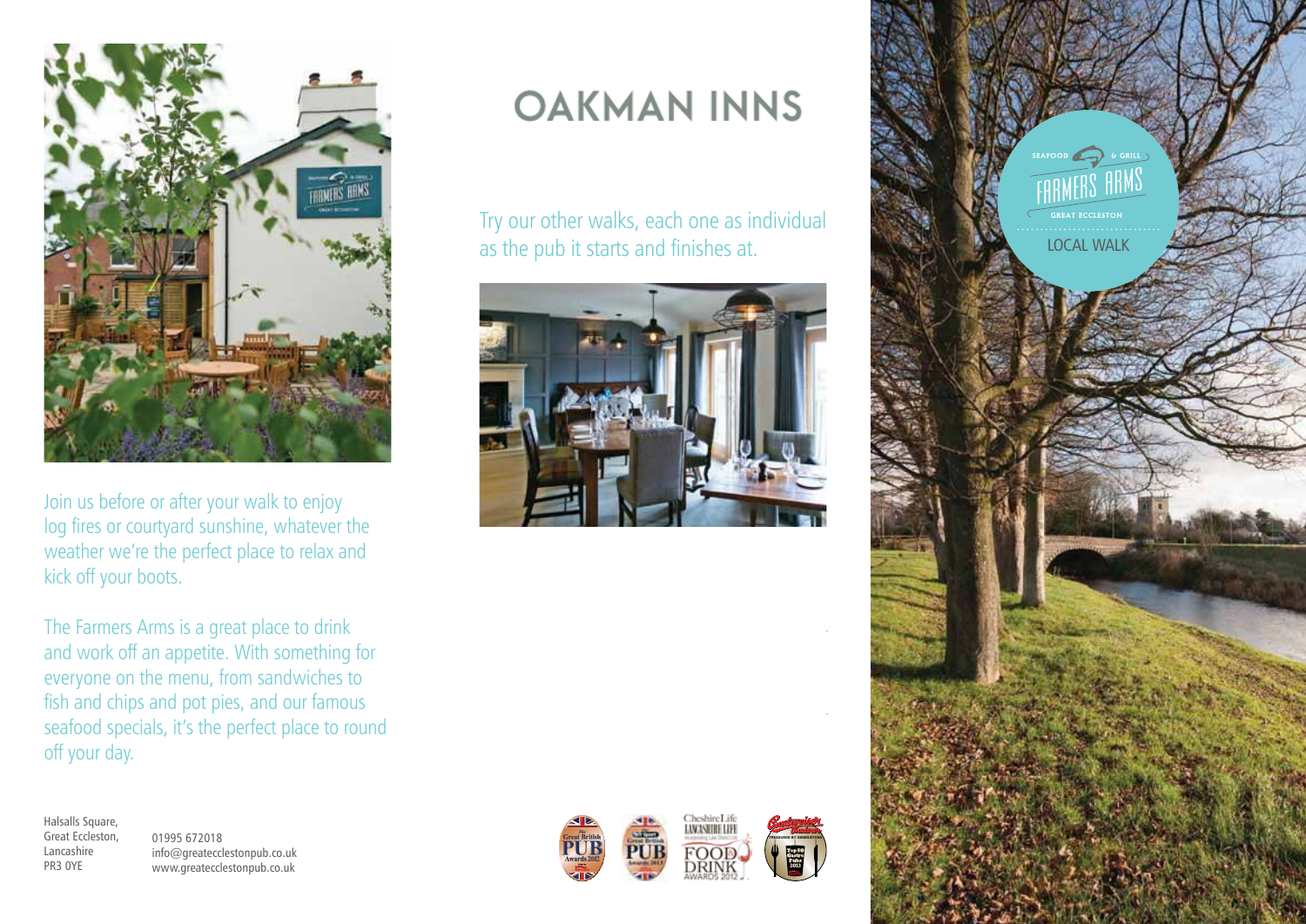Join us before or after your walk to enjoy log fires or courtyard sunshine, whatever the weather we're the perfect place to relax and kick off your boots.

The Farmers Arms is a great place to drink and work off an appetite. With something for everyone on the menu, from sandwiches to fish and chips and pot pies, and our famous seafood specials, it's the perfect place to round off your day.

Halsalls Square,
Great Eccleston,
Lancashire
PR3 0YE

01995 672018
info@greatecclestonpub.co.uk
www.greatecclestonpub.co.uk

# OAKMAN INNS

Try our other walks, each one as individual as the pub it starts and finishes at.

SEAFOOD & GRILL

FARMERS ARMS

GREAT ECCLESTON

LOCAL WALK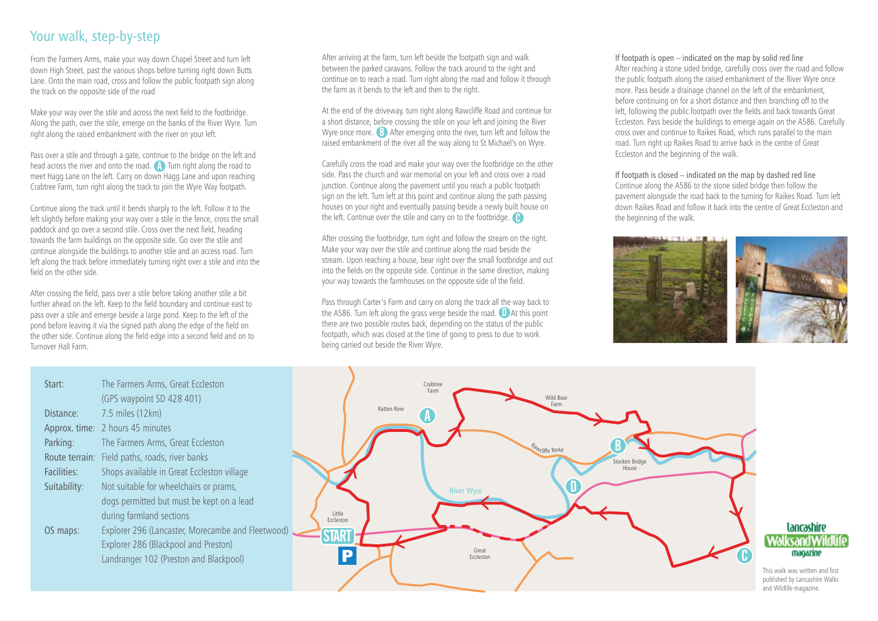## Your walk, step-by-step

From the Farmers Arms, make your way down Chapel Street and turn left down High Street, past the various shops before turning right down Butts Lane. Onto the main road, cross and follow the public footpath sign along the track on the opposite side of the road

Make your way over the stile and across the next field to the footbridge. Along the path, over the stile, emerge on the banks of the River Wyre. Turn right along the raised embankment with the river on your left.

Pass over a stile and through a gate, continue to the bridge on the left and head across the river and onto the road. **A** Turn right along the road to meet Hagg Lane on the left. Carry on down Hagg Lane and upon reaching Crabtree Farm, turn right along the track to join the Wyre Way footpath.

Continue along the track until it bends sharply to the left. Follow it to the left slightly before making your way over a stile in the fence, cross the small paddock and go over a second stile. Cross over the next field, heading towards the farm buildings on the opposite side. Go over the stile and continue alongside the buildings to another stile and an access road. Turn left along the track before immediately turning right over a stile and into the field on the other side.

After crossing the field, pass over a stile before taking another stile a bit further ahead on the left. Keep to the field boundary and continue east to pass over a stile and emerge beside a large pond. Keep to the left of the pond before leaving it via the signed path along the edge of the field on the other side. Continue along the field edge into a second field and on to Turnover Hall Farm.

After arriving at the farm, turn left beside the footpath sign and walk between the parked caravans. Follow the track around to the right and continue on to reach a road. Turn right along the road and follow it through the farm as it bends to the left and then to the right.

At the end of the driveway, turn right along Rawcliffe Road and continue for a short distance, before crossing the stile on your left and joining the River Wyre once more. **B** After emerging onto the river, turn left and follow the raised embankment of the river all the way along to St Michael's on Wyre.

Carefully cross the road and make your way over the footbridge on the other side. Pass the church and war memorial on your left and cross over a road junction. Continue along the pavement until you reach a public footpath sign on the left. Turn left at this point and continue along the path passing houses on your right and eventually passing beside a newly built house on the left. Continue over the stile and carry on to the footbridge. **C**

After crossing the footbridge, turn right and follow the stream on the right. Make your way over the stile and continue along the road beside the stream. Upon reaching a house, bear right over the small footbridge and out into the fields on the opposite side. Continue in the same direction, making your way towards the farmhouses on the opposite side of the field.

Pass through Carter's Farm and carry on along the track all the way back to the A586. Turn left along the grass verge beside the road. **D** At this point there are two possible routes back, depending on the status of the public footpath, which was closed at the time of going to press to due to work being carried out beside the River Wyre.

If footpath is open – indicated on the map by solid red line
After reaching a stone sided bridge, carefully cross over the road and follow the public footpath along the raised embankment of the River Wyre once more. Pass beside a drainage channel on the left of the embankment, before continuing on for a short distance and then branching off to the left, following the public footpath over the fields and back towards Great Eccleston. Pass beside the buildings to emerge again on the A586. Carefully cross over and continue to Raikes Road, which runs parallel to the main road. Turn right up Raikes Road to arrive back in the centre of Great Eccleston and the beginning of the walk.

If footpath is closed – indicated on the map by dashed red line
Continue along the A586 to the stone sided bridge then follow the pavement alongside the road back to the turning for Raikes Road. Turn left down Raikes Road and follow it back into the centre of Great Eccleston and the beginning of the walk.

| | |
|---|---|
| Start: | The Farmers Arms, Great Eccleston (GPS waypoint SD 428 401) |
| Distance: | 7.5 miles (12km) |
| Approx. time: | 2 hours 45 minutes |
| Parking: | The Farmers Arms, Great Eccleston |
| Route terrain: | Field paths, roads, river banks |
| Facilities: | Shops available in Great Eccleston village |
| Suitability: | Not suitable for wheelchairs or prams, dogs permitted but must be kept on a lead during farmland sections |
| OS maps: | Explorer 296 (Lancaster, Morecambe and Fleetwood) Explorer 286 (Blackpool and Preston) Landranger 102 (Preston and Blackpool) |

Crabtree Farm
Wild Boar Farm
Ratten Row
A
Rawcliffe Road
B
Stocken Bridge House
River Wyre
D
Little Eccleston
START
P
Great Eccleston
C

Lancashire Walks and Wildlife magazine

This walk was written and first published by Lancashire Walks and Wildlife magazine.